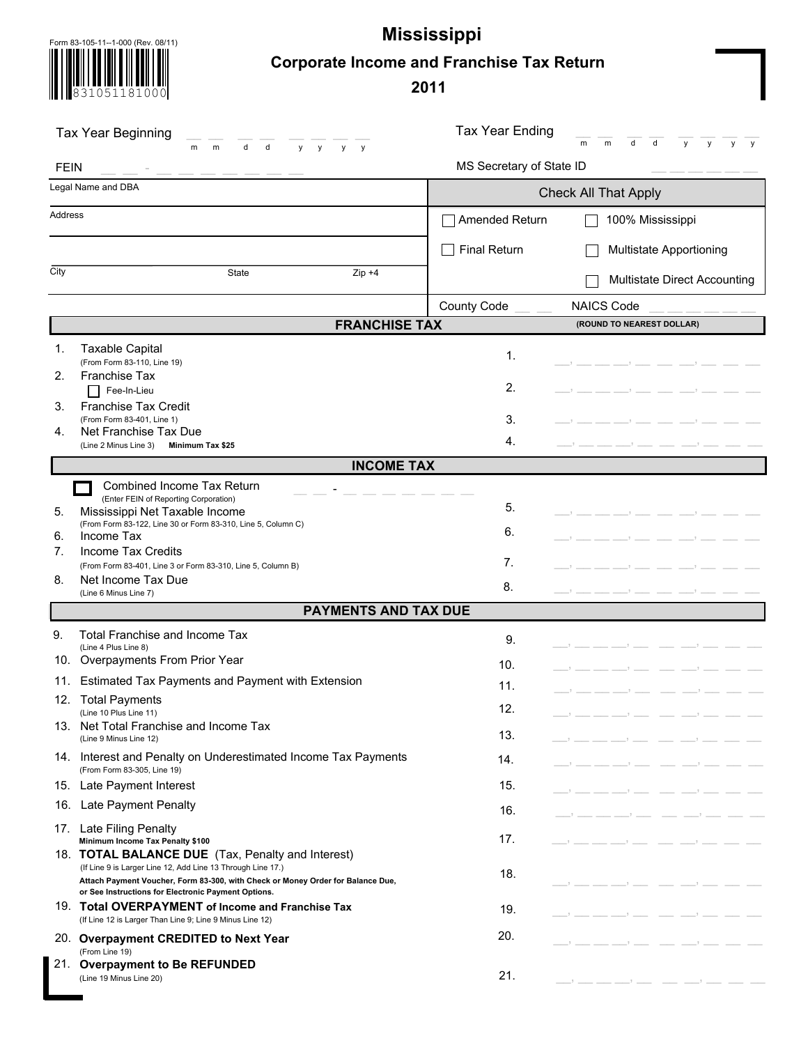Form 83-105-11--1-000 (Rev. 08/11)

831051181000

# Mississippi

## Corporate Income and Franchise Tax Return

## 2011

Tax Year Beginning __ __ __ __ __ __ __ __ (m m d d y y y y)

Tax Year Ending __ __ __ __ __ __ __ __ (m m d d y y y y)

FEIN __ __ - __ __ __ __ __ __ __

MS Secretary of State ID __ __ __ __ __ __

Legal Name and DBA

Address

City State Zip +4

**Check All That Apply**

- ☐ Amended Return
- ☐ 100% Mississippi
- ☐ Final Return
- ☐ Multistate Apportioning
- ☐ Multistate Direct Accounting

County Code __ __ NAICS Code __ __ __ __ __ __

### FRANCHISE TAX

(ROUND TO NEAREST DOLLAR)

| Line | Description | | Amount |
|---|---|---|---|
| 1. | Taxable Capital (From Form 83-110, Line 19) | 1. | |
| 2. | Franchise Tax ☐ Fee-In-Lieu | 2. | |
| 3. | Franchise Tax Credit (From Form 83-401, Line 1) | 3. | |
| 4. | Net Franchise Tax Due (Line 2 Minus Line 3) **Minimum Tax $25** | 4. | |

### INCOME TAX

☐ Combined Income Tax Return (Enter FEIN of Reporting Corporation) __ __ - __ __ __ __ __ __ __

| Line | Description | | Amount |
|---|---|---|---|
| 5. | Mississippi Net Taxable Income (From Form 83-122, Line 30 or Form 83-310, Line 5, Column C) | 5. | |
| 6. | Income Tax | 6. | |
| 7. | Income Tax Credits (From Form 83-401, Line 3 or Form 83-310, Line 5, Column B) | 7. | |
| 8. | Net Income Tax Due (Line 6 Minus Line 7) | 8. | |

### PAYMENTS AND TAX DUE

| Line | Description | | Amount |
|---|---|---|---|
| 9. | Total Franchise and Income Tax (Line 4 Plus Line 8) | 9. | |
| 10. | Overpayments From Prior Year | 10. | |
| 11. | Estimated Tax Payments and Payment with Extension | 11. | |
| 12. | Total Payments (Line 10 Plus Line 11) | 12. | |
| 13. | Net Total Franchise and Income Tax (Line 9 Minus Line 12) | 13. | |
| 14. | Interest and Penalty on Underestimated Income Tax Payments (From Form 83-305, Line 19) | 14. | |
| 15. | Late Payment Interest | 15. | |
| 16. | Late Payment Penalty | 16. | |
| 17. | Late Filing Penalty **Minimum Income Tax Penalty $100** | 17. | |
| 18. | **TOTAL BALANCE DUE** (Tax, Penalty and Interest) (If Line 9 is Larger Line 12, Add Line 13 Through Line 17.) **Attach Payment Voucher, Form 83-300, with Check or Money Order for Balance Due, or See Instructions for Electronic Payment Options.** | 18. | |
| 19. | **Total OVERPAYMENT of Income and Franchise Tax** (If Line 12 is Larger Than Line 9; Line 9 Minus Line 12) | 19. | |
| 20. | **Overpayment CREDITED to Next Year** (From Line 19) | 20. | |
| 21. | **Overpayment to Be REFUNDED** (Line 19 Minus Line 20) | 21. | |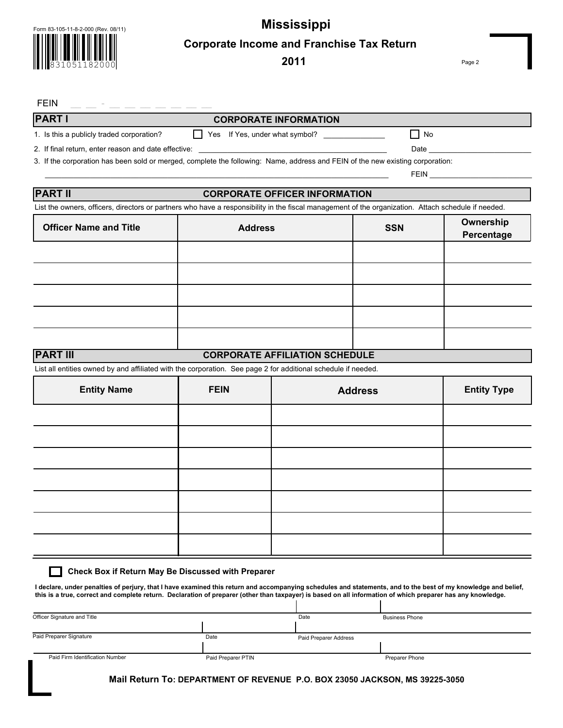Form 83-105-11-8-2-000 (Rev. 08/11)

831051182000

# Mississippi

## Corporate Income and Franchise Tax Return

## 2011

FEIN __ __ - __ __ __ __ __ __ __

## PART I CORPORATE INFORMATION

1. Is this a publicly traded corporation? ☐ Yes If Yes, under what symbol? ______________ ☐ No
2. If final return, enter reason and date effective: ________________________________________ Date ________________________
3. If the corporation has been sold or merged, complete the following: Name, address and FEIN of the new existing corporation:

_______________________________________________________________________________ FEIN ________________________

## PART II CORPORATE OFFICER INFORMATION

List the owners, officers, directors or partners who have a responsibility in the fiscal management of the organization. Attach schedule if needed.

| Officer Name and Title | Address | SSN | Ownership Percentage |
|---|---|---|---|
| | | | |
| | | | |
| | | | |
| | | | |
| | | | |

## PART III CORPORATE AFFILIATION SCHEDULE

List all entities owned by and affiliated with the corporation. See page 2 for additional schedule if needed.

| Entity Name | FEIN | Address | Entity Type |
|---|---|---|---|
| | | | |
| | | | |
| | | | |
| | | | |
| | | | |
| | | | |
| | | | |

☐ **Check Box if Return May Be Discussed with Preparer**

**I declare, under penalties of perjury, that I have examined this return and accompanying schedules and statements, and to the best of my knowledge and belief, this is a true, correct and complete return. Declaration of preparer (other than taxpayer) is based on all information of which preparer has any knowledge.**

| Officer Signature and Title | | Date | Business Phone |
|---|---|---|---|
| Paid Preparer Signature | Date | Paid Preparer Address | |
| Paid Firm Identification Number | Paid Preparer PTIN | | Preparer Phone |

**Mail Return To: DEPARTMENT OF REVENUE P.O. BOX 23050 JACKSON, MS 39225-3050**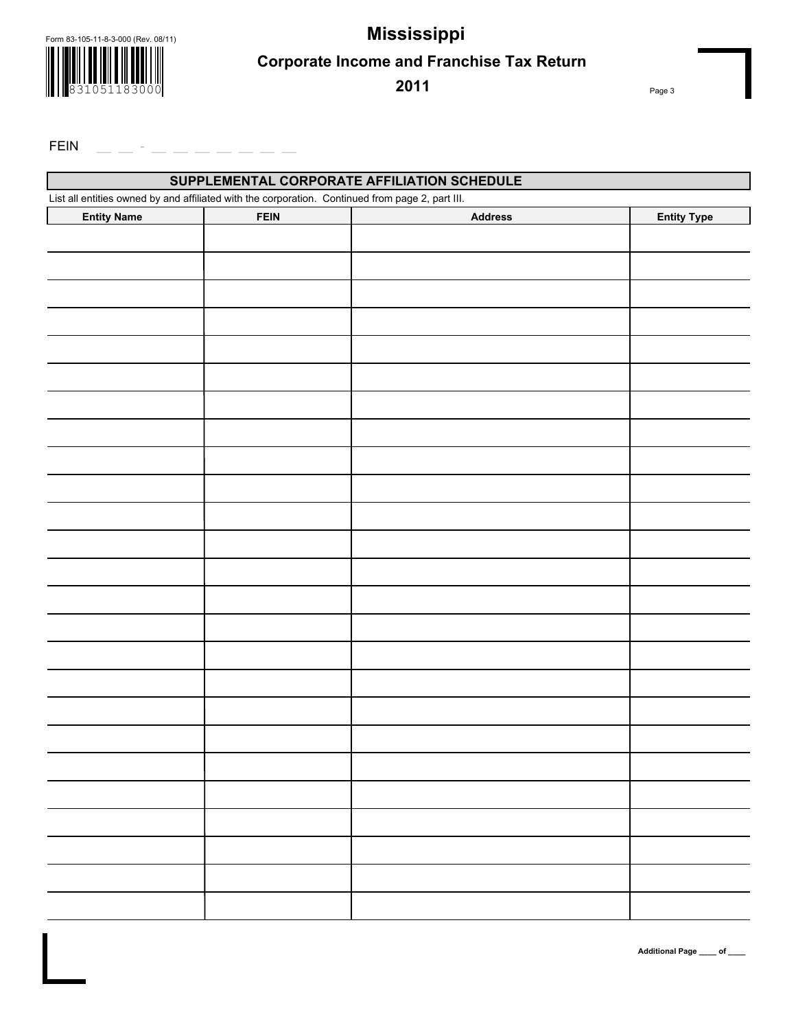Form 83-105-11-8-3-000 (Rev. 08/11)

# Mississippi

## Corporate Income and Franchise Tax Return

## 2011

FEIN __ __ - __ __ __ __ __ __ __

### SUPPLEMENTAL CORPORATE AFFILIATION SCHEDULE

List all entities owned by and affiliated with the corporation. Continued from page 2, part III.

| Entity Name | FEIN | Address | Entity Type |
|---|---|---|---|
| | | | |
| | | | |
| | | | |
| | | | |
| | | | |
| | | | |
| | | | |
| | | | |
| | | | |
| | | | |
| | | | |
| | | | |
| | | | |
| | | | |
| | | | |
| | | | |
| | | | |
| | | | |
| | | | |
| | | | |
| | | | |
| | | | |
| | | | |
| | | | |
| | | | |

Additional Page ____ of ____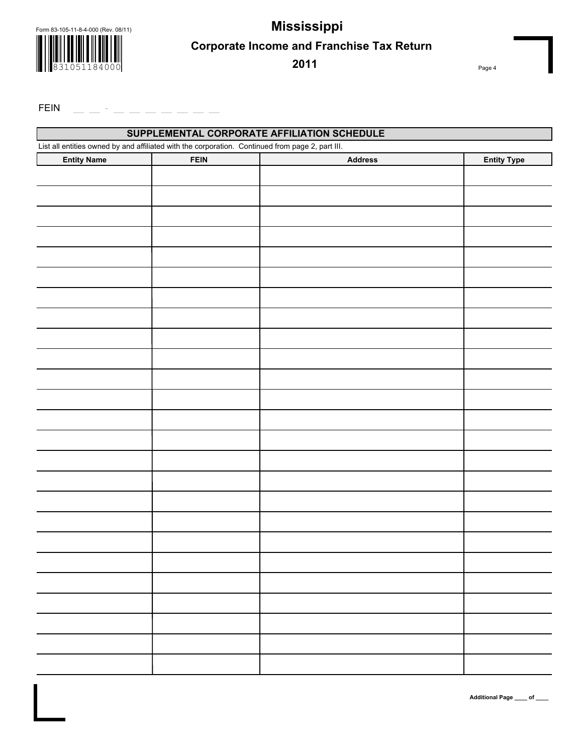Form 83-105-11-8-4-000 (Rev. 08/11)

# Mississippi

## Corporate Income and Franchise Tax Return

## 2011

FEIN __ __ - __ __ __ __ __ __ __

### SUPPLEMENTAL CORPORATE AFFILIATION SCHEDULE

List all entities owned by and affiliated with the corporation. Continued from page 2, part III.

| Entity Name | FEIN | Address | Entity Type |
|---|---|---|---|
| | | | |
| | | | |
| | | | |
| | | | |
| | | | |
| | | | |
| | | | |
| | | | |
| | | | |
| | | | |
| | | | |
| | | | |
| | | | |
| | | | |
| | | | |
| | | | |
| | | | |
| | | | |
| | | | |
| | | | |
| | | | |
| | | | |
| | | | |
| | | | |
| | | | |

Additional Page ____ of ____